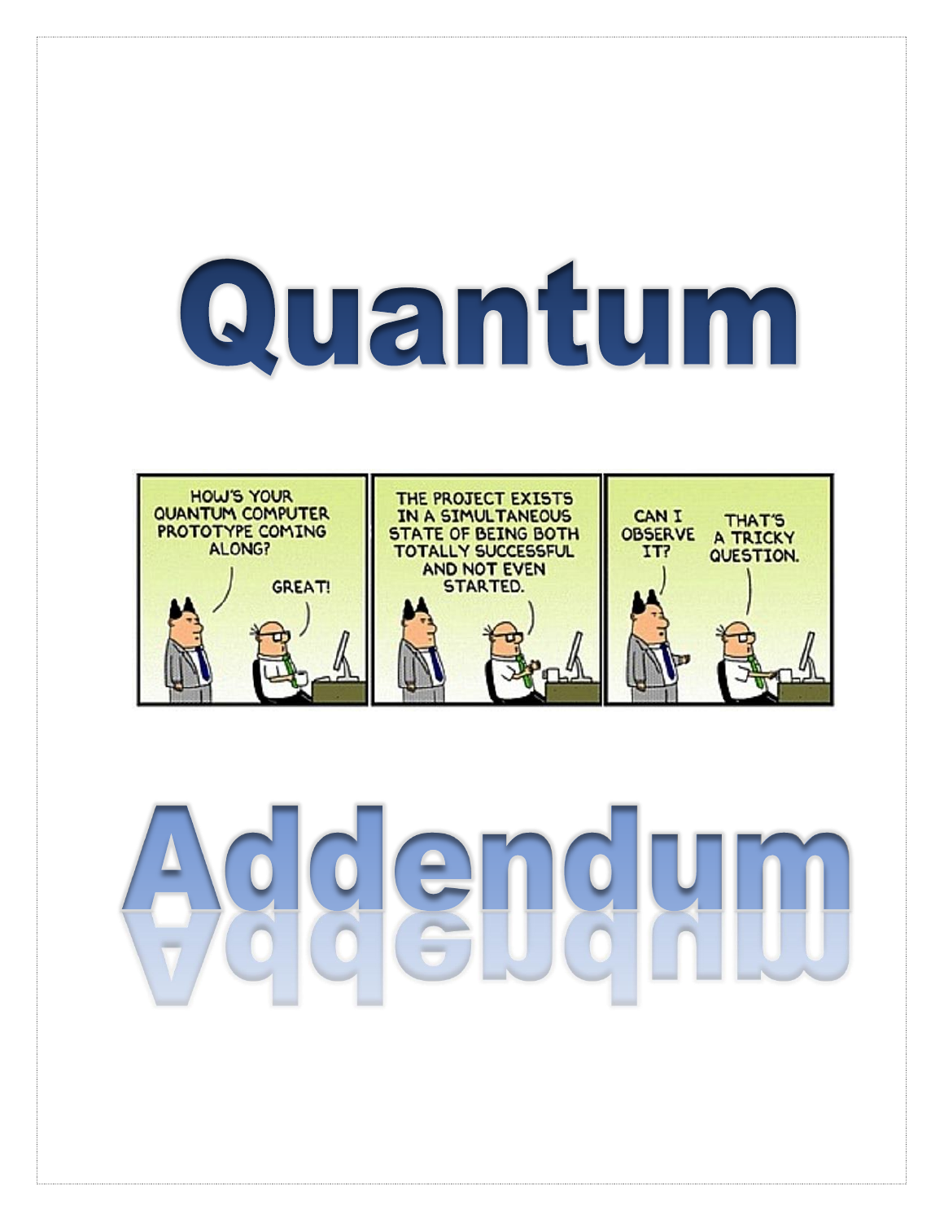# Quantum

HOW'S YOUR QUANTUM COMPUTER PROTOTYPE COMING ALONG?

GREAT!

THE PROJECT EXISTS IN A SIMULTANEOUS STATE OF BEING BOTH TOTALLY SUCCESSFUL AND NOT EVEN STARTED.

CAN I OBSERVE IT?

THAT'S A TRICKY QUESTION.

# Addendum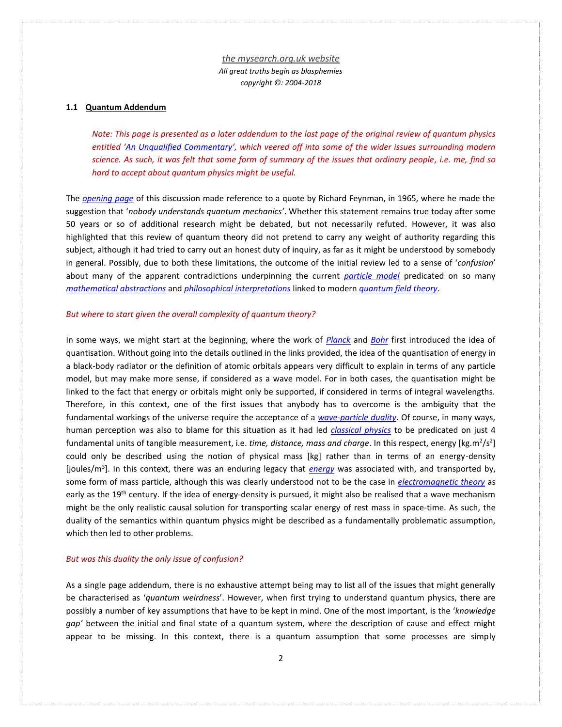*the mysearch.org.uk website*
*All great truths begin as blasphemies*
*copyright ©: 2004-2018*

## 1.1 Quantum Addendum

*Note: This page is presented as a later addendum to the last page of the original review of quantum physics entitled 'An Unqualified Commentary', which veered off into some of the wider issues surrounding modern science. As such, it was felt that some form of summary of the issues that ordinary people, i.e. me, find so hard to accept about quantum physics might be useful.*

The *opening page* of this discussion made reference to a quote by Richard Feynman, in 1965, where he made the suggestion that '*nobody understands quantum mechanics'*. Whether this statement remains true today after some 50 years or so of additional research might be debated, but not necessarily refuted. However, it was also highlighted that this review of quantum theory did not pretend to carry any weight of authority regarding this subject, although it had tried to carry out an honest duty of inquiry, as far as it might be understood by somebody in general. Possibly, due to both these limitations, the outcome of the initial review led to a sense of '*confusion*' about many of the apparent contradictions underpinning the current *particle model* predicated on so many *mathematical abstractions* and *philosophical interpretations* linked to modern *quantum field theory*.

*But where to start given the overall complexity of quantum theory?*

In some ways, we might start at the beginning, where the work of *Planck* and *Bohr* first introduced the idea of quantisation. Without going into the details outlined in the links provided, the idea of the quantisation of energy in a black-body radiator or the definition of atomic orbitals appears very difficult to explain in terms of any particle model, but may make more sense, if considered as a wave model. For in both cases, the quantisation might be linked to the fact that energy or orbitals might only be supported, if considered in terms of integral wavelengths. Therefore, in this context, one of the first issues that anybody has to overcome is the ambiguity that the fundamental workings of the universe require the acceptance of a *wave-particle duality*. Of course, in many ways, human perception was also to blame for this situation as it had led *classical physics* to be predicated on just 4 fundamental units of tangible measurement, i.e. *time, distance, mass and charge*. In this respect, energy [$kg.m^2/s^2$] could only be described using the notion of physical mass [kg] rather than in terms of an energy-density [$joules/m^3$]. In this context, there was an enduring legacy that *energy* was associated with, and transported by, some form of mass particle, although this was clearly understood not to be the case in *electromagnetic theory* as early as the 19th century. If the idea of energy-density is pursued, it might also be realised that a wave mechanism might be the only realistic causal solution for transporting scalar energy of rest mass in space-time. As such, the duality of the semantics within quantum physics might be described as a fundamentally problematic assumption, which then led to other problems.

*But was this duality the only issue of confusion?*

As a single page addendum, there is no exhaustive attempt being may to list all of the issues that might generally be characterised as '*quantum weirdness*'. However, when first trying to understand quantum physics, there are possibly a number of key assumptions that have to be kept in mind. One of the most important, is the '*knowledge gap'* between the initial and final state of a quantum system, where the description of cause and effect might appear to be missing. In this context, there is a quantum assumption that some processes are simply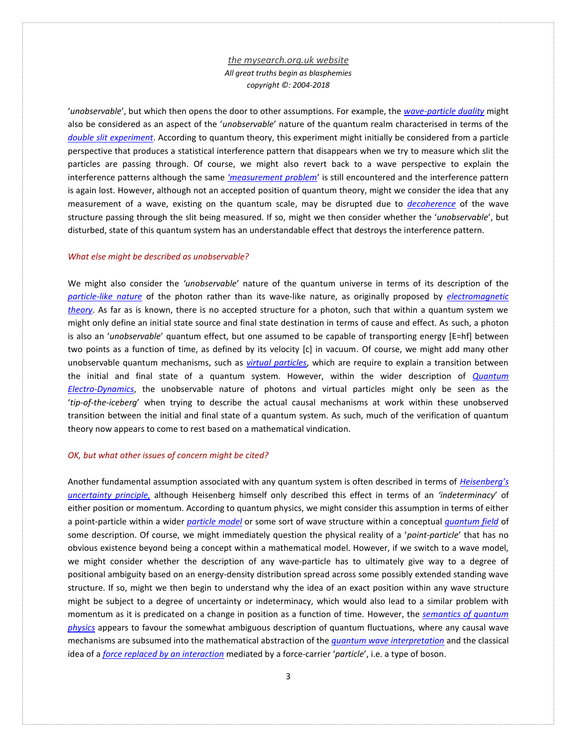'*unobservable*', but which then opens the door to other assumptions. For example, the *wave-particle duality* might also be considered as an aspect of the '*unobservable*' nature of the quantum realm characterised in terms of the *double slit experiment*. According to quantum theory, this experiment might initially be considered from a particle perspective that produces a statistical interference pattern that disappears when we try to measure which slit the particles are passing through. Of course, we might also revert back to a wave perspective to explain the interference patterns although the same *'measurement problem*' is still encountered and the interference pattern is again lost. However, although not an accepted position of quantum theory, might we consider the idea that any measurement of a wave, existing on the quantum scale, may be disrupted due to *decoherence* of the wave structure passing through the slit being measured. If so, might we then consider whether the '*unobservable*', but disturbed, state of this quantum system has an understandable effect that destroys the interference pattern.

### *What else might be described as unobservable?*

We might also consider the *'unobservable*' nature of the quantum universe in terms of its description of the *particle-like nature* of the photon rather than its wave-like nature, as originally proposed by *electromagnetic theory*. As far as is known, there is no accepted structure for a photon, such that within a quantum system we might only define an initial state source and final state destination in terms of cause and effect. As such, a photon is also an '*unobservable*' quantum effect, but one assumed to be capable of transporting energy [E=hf] between two points as a function of time, as defined by its velocity [c] in vacuum. Of course, we might add many other unobservable quantum mechanisms, such as *virtual particles*, which are require to explain a transition between the initial and final state of a quantum system. However, within the wider description of *Quantum Electro-Dynamics*, the unobservable nature of photons and virtual particles might only be seen as the '*tip-of-the-iceberg*' when trying to describe the actual causal mechanisms at work within these unobserved transition between the initial and final state of a quantum system. As such, much of the verification of quantum theory now appears to come to rest based on a mathematical vindication.

### *OK, but what other issues of concern might be cited?*

Another fundamental assumption associated with any quantum system is often described in terms of *Heisenberg's uncertainty principle,* although Heisenberg himself only described this effect in terms of an *'indeterminacy*' of either position or momentum. According to quantum physics, we might consider this assumption in terms of either a point-particle within a wider *particle model* or some sort of wave structure within a conceptual *quantum field* of some description. Of course, we might immediately question the physical reality of a '*point-particle*' that has no obvious existence beyond being a concept within a mathematical model. However, if we switch to a wave model, we might consider whether the description of any wave-particle has to ultimately give way to a degree of positional ambiguity based on an energy-density distribution spread across some possibly extended standing wave structure. If so, might we then begin to understand why the idea of an exact position within any wave structure might be subject to a degree of uncertainty or indeterminacy, which would also lead to a similar problem with momentum as it is predicated on a change in position as a function of time. However, the *semantics of quantum physics* appears to favour the somewhat ambiguous description of quantum fluctuations, where any causal wave mechanisms are subsumed into the mathematical abstraction of the *quantum wave interpretation* and the classical idea of a *force replaced by an interaction* mediated by a force-carrier '*particle*', i.e. a type of boson.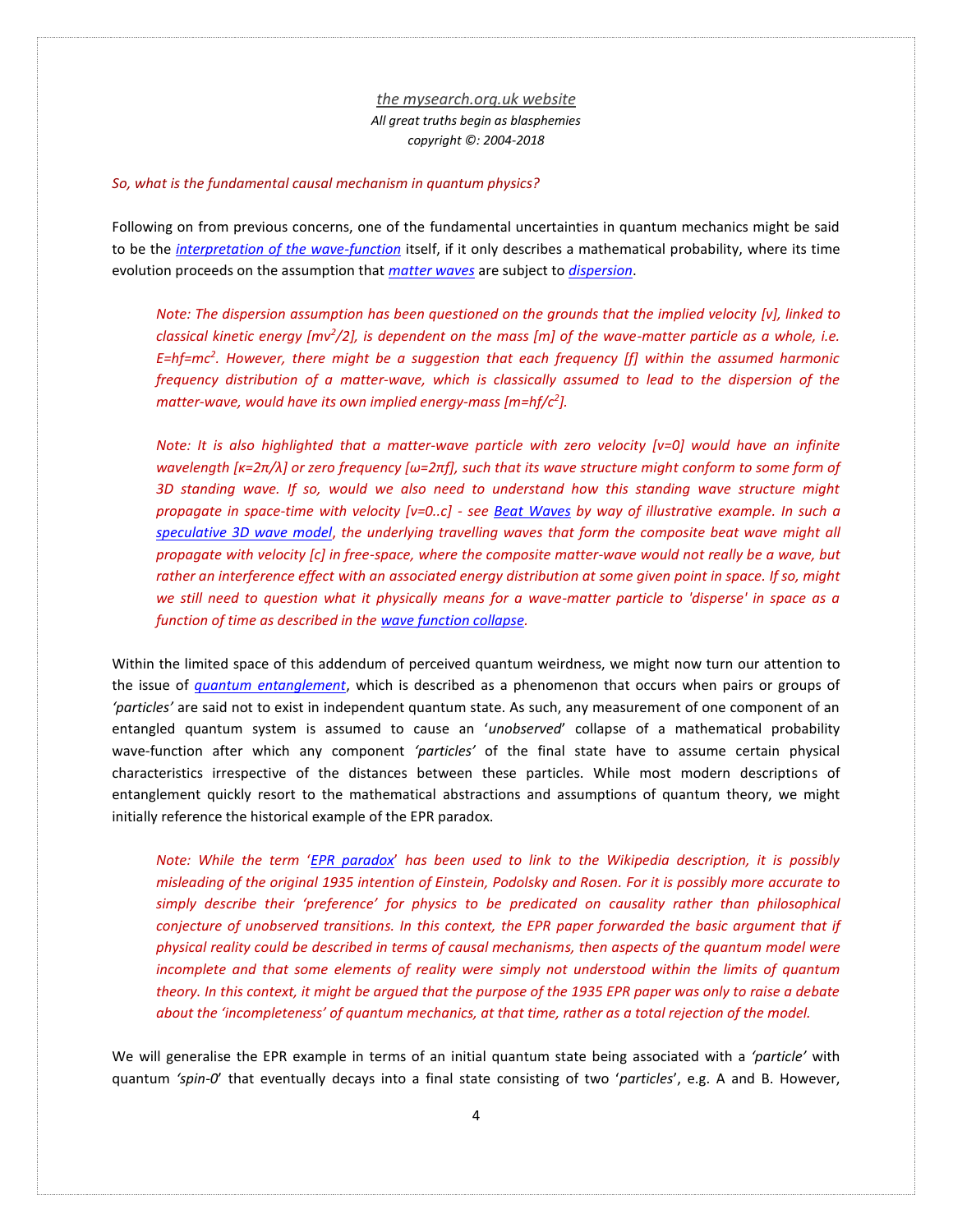*So, what is the fundamental causal mechanism in quantum physics?*

Following on from previous concerns, one of the fundamental uncertainties in quantum mechanics might be said to be the *interpretation of the wave-function* itself, if it only describes a mathematical probability, where its time evolution proceeds on the assumption that *matter waves* are subject to *dispersion*.

> *Note: The dispersion assumption has been questioned on the grounds that the implied velocity [v], linked to classical kinetic energy [$mv^2/2$], is dependent on the mass [m] of the wave-matter particle as a whole, i.e. $E=hf=mc^2$. However, there might be a suggestion that each frequency [f] within the assumed harmonic frequency distribution of a matter-wave, which is classically assumed to lead to the dispersion of the matter-wave, would have its own implied energy-mass [$m=hf/c^2$].*

> *Note: It is also highlighted that a matter-wave particle with zero velocity [v=0] would have an infinite wavelength [$\kappa=2\pi/\lambda$] or zero frequency [$\omega=2\pi f$], such that its wave structure might conform to some form of 3D standing wave. If so, would we also need to understand how this standing wave structure might propagate in space-time with velocity [v=0..c] - see Beat Waves by way of illustrative example. In such a speculative 3D wave model, the underlying travelling waves that form the composite beat wave might all propagate with velocity [c] in free-space, where the composite matter-wave would not really be a wave, but rather an interference effect with an associated energy distribution at some given point in space. If so, might we still need to question what it physically means for a wave-matter particle to 'disperse' in space as a function of time as described in the wave function collapse.*

Within the limited space of this addendum of perceived quantum weirdness, we might now turn our attention to the issue of *quantum entanglement*, which is described as a phenomenon that occurs when pairs or groups of *'particles'* are said not to exist in independent quantum state. As such, any measurement of one component of an entangled quantum system is assumed to cause an '*unobserved*' collapse of a mathematical probability wave-function after which any component *'particles'* of the final state have to assume certain physical characteristics irrespective of the distances between these particles. While most modern descriptions of entanglement quickly resort to the mathematical abstractions and assumptions of quantum theory, we might initially reference the historical example of the EPR paradox.

> *Note: While the term 'EPR paradox' has been used to link to the Wikipedia description, it is possibly misleading of the original 1935 intention of Einstein, Podolsky and Rosen. For it is possibly more accurate to simply describe their 'preference' for physics to be predicated on causality rather than philosophical conjecture of unobserved transitions. In this context, the EPR paper forwarded the basic argument that if physical reality could be described in terms of causal mechanisms, then aspects of the quantum model were incomplete and that some elements of reality were simply not understood within the limits of quantum theory. In this context, it might be argued that the purpose of the 1935 EPR paper was only to raise a debate about the 'incompleteness' of quantum mechanics, at that time, rather as a total rejection of the model.*

We will generalise the EPR example in terms of an initial quantum state being associated with a *'particle'* with quantum *'spin-0'* that eventually decays into a final state consisting of two '*particles*', e.g. A and B. However,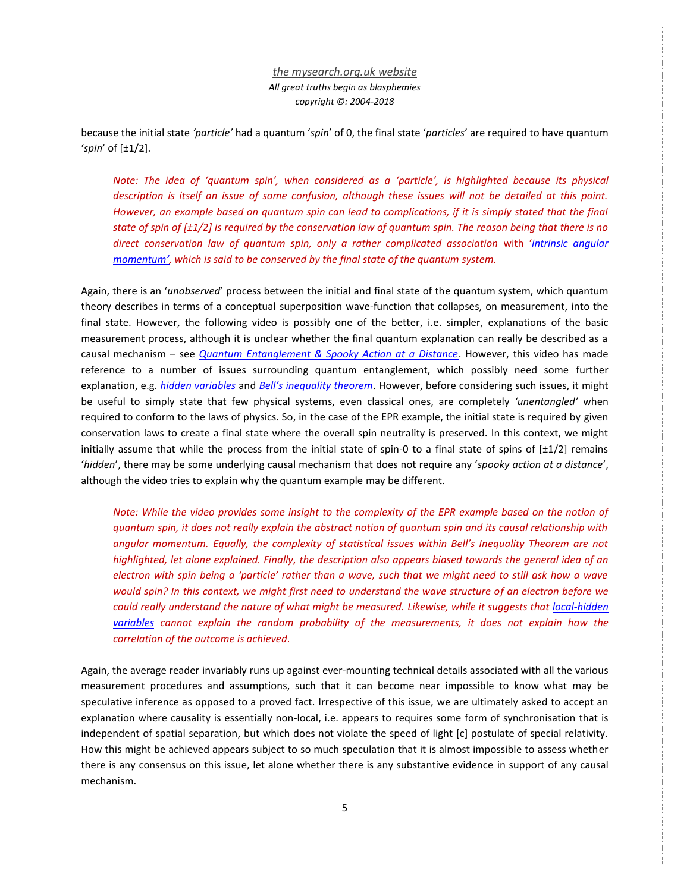because the initial state *'particle'* had a quantum '*spin*' of 0, the final state '*particles*' are required to have quantum '*spin*' of [±1/2].

> *Note: The idea of 'quantum spin', when considered as a 'particle', is highlighted because its physical description is itself an issue of some confusion, although these issues will not be detailed at this point. However, an example based on quantum spin can lead to complications, if it is simply stated that the final state of spin of [±1/2] is required by the conservation law of quantum spin. The reason being that there is no direct conservation law of quantum spin, only a rather complicated association* with '*intrinsic angular momentum'*, *which is said to be conserved by the final state of the quantum system.*

Again, there is an '*unobserved*' process between the initial and final state of the quantum system, which quantum theory describes in terms of a conceptual superposition wave-function that collapses, on measurement, into the final state. However, the following video is possibly one of the better, i.e. simpler, explanations of the basic measurement process, although it is unclear whether the final quantum explanation can really be described as a causal mechanism – see *Quantum Entanglement & Spooky Action at a Distance*. However, this video has made reference to a number of issues surrounding quantum entanglement, which possibly need some further explanation, e.g. *hidden variables* and *Bell's inequality theorem*. However, before considering such issues, it might be useful to simply state that few physical systems, even classical ones, are completely *'unentangled'* when required to conform to the laws of physics. So, in the case of the EPR example, the initial state is required by given conservation laws to create a final state where the overall spin neutrality is preserved. In this context, we might initially assume that while the process from the initial state of spin-0 to a final state of spins of [±1/2] remains '*hidden*', there may be some underlying causal mechanism that does not require any '*spooky action at a distance*', although the video tries to explain why the quantum example may be different.

> *Note: While the video provides some insight to the complexity of the EPR example based on the notion of quantum spin, it does not really explain the abstract notion of quantum spin and its causal relationship with angular momentum. Equally, the complexity of statistical issues within Bell's Inequality Theorem are not highlighted, let alone explained. Finally, the description also appears biased towards the general idea of an electron with spin being a 'particle' rather than a wave, such that we might need to still ask how a wave would spin? In this context, we might first need to understand the wave structure of an electron before we could really understand the nature of what might be measured. Likewise, while it suggests that local-hidden variables cannot explain the random probability of the measurements, it does not explain how the correlation of the outcome is achieved.*

Again, the average reader invariably runs up against ever-mounting technical details associated with all the various measurement procedures and assumptions, such that it can become near impossible to know what may be speculative inference as opposed to a proved fact. Irrespective of this issue, we are ultimately asked to accept an explanation where causality is essentially non-local, i.e. appears to requires some form of synchronisation that is independent of spatial separation, but which does not violate the speed of light [c] postulate of special relativity. How this might be achieved appears subject to so much speculation that it is almost impossible to assess whether there is any consensus on this issue, let alone whether there is any substantive evidence in support of any causal mechanism.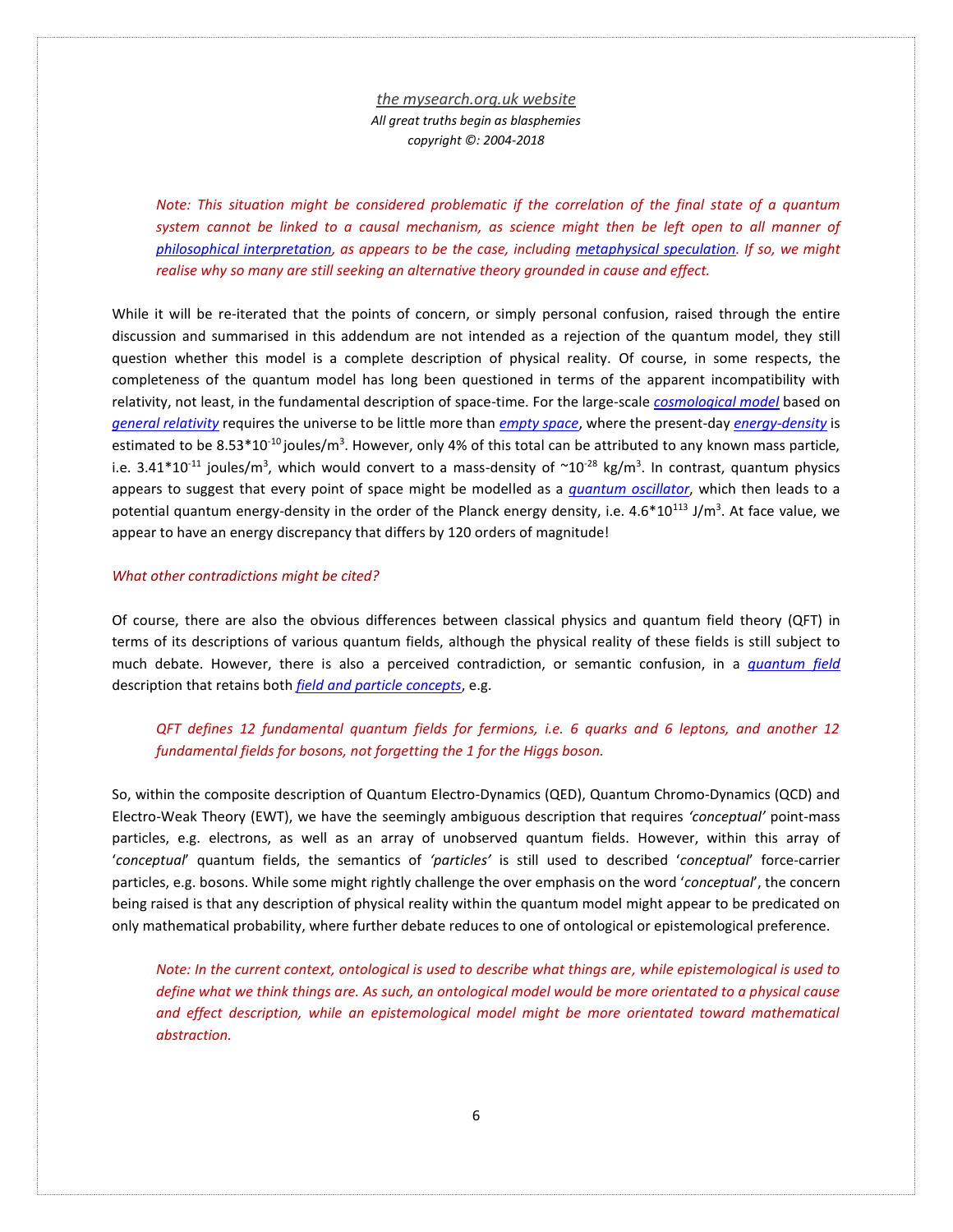*Note: This situation might be considered problematic if the correlation of the final state of a quantum system cannot be linked to a causal mechanism, as science might then be left open to all manner of philosophical interpretation, as appears to be the case, including metaphysical speculation. If so, we might realise why so many are still seeking an alternative theory grounded in cause and effect.*

While it will be re-iterated that the points of concern, or simply personal confusion, raised through the entire discussion and summarised in this addendum are not intended as a rejection of the quantum model, they still question whether this model is a complete description of physical reality. Of course, in some respects, the completeness of the quantum model has long been questioned in terms of the apparent incompatibility with relativity, not least, in the fundamental description of space-time. For the large-scale cosmological model based on general relativity requires the universe to be little more than empty space, where the present-day energy-density is estimated to be $8.53*10^{-10}$ joules/m$^3$. However, only 4% of this total can be attributed to any known mass particle, i.e. $3.41*10^{-11}$ joules/m$^3$, which would convert to a mass-density of $\sim10^{-28}$ kg/m$^3$. In contrast, quantum physics appears to suggest that every point of space might be modelled as a quantum oscillator, which then leads to a potential quantum energy-density in the order of the Planck energy density, i.e. $4.6*10^{113}$ J/m$^3$. At face value, we appear to have an energy discrepancy that differs by 120 orders of magnitude!

*What other contradictions might be cited?*

Of course, there are also the obvious differences between classical physics and quantum field theory (QFT) in terms of its descriptions of various quantum fields, although the physical reality of these fields is still subject to much debate. However, there is also a perceived contradiction, or semantic confusion, in a quantum field description that retains both field and particle concepts, e.g.

*QFT defines 12 fundamental quantum fields for fermions, i.e. 6 quarks and 6 leptons, and another 12 fundamental fields for bosons, not forgetting the 1 for the Higgs boson.*

So, within the composite description of Quantum Electro-Dynamics (QED), Quantum Chromo-Dynamics (QCD) and Electro-Weak Theory (EWT), we have the seemingly ambiguous description that requires *'conceptual'* point-mass particles, e.g. electrons, as well as an array of unobserved quantum fields. However, within this array of '*conceptual*' quantum fields, the semantics of *'particles'* is still used to described '*conceptual*' force-carrier particles, e.g. bosons. While some might rightly challenge the over emphasis on the word '*conceptual*', the concern being raised is that any description of physical reality within the quantum model might appear to be predicated on only mathematical probability, where further debate reduces to one of ontological or epistemological preference.

*Note: In the current context, ontological is used to describe what things are, while epistemological is used to define what we think things are. As such, an ontological model would be more orientated to a physical cause and effect description, while an epistemological model might be more orientated toward mathematical abstraction.*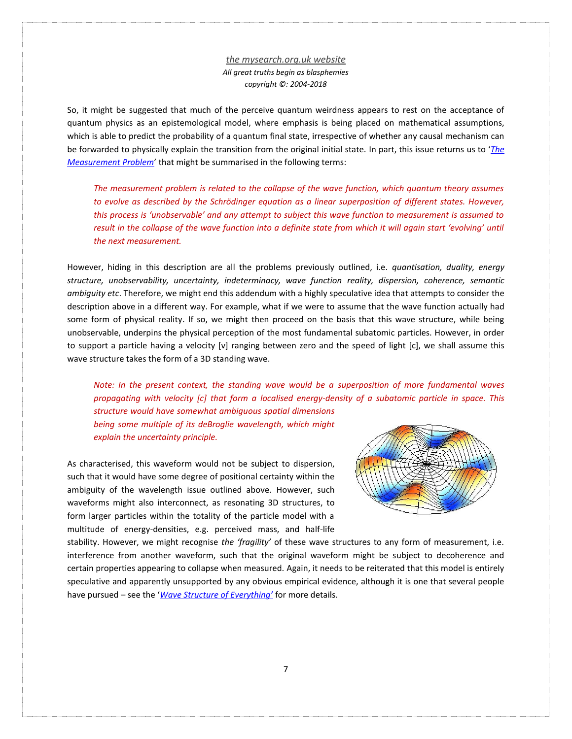So, it might be suggested that much of the perceive quantum weirdness appears to rest on the acceptance of quantum physics as an epistemological model, where emphasis is being placed on mathematical assumptions, which is able to predict the probability of a quantum final state, irrespective of whether any causal mechanism can be forwarded to physically explain the transition from the original initial state. In part, this issue returns us to '*The Measurement Problem*' that might be summarised in the following terms:

> *The measurement problem is related to the collapse of the wave function, which quantum theory assumes to evolve as described by the Schrödinger equation as a linear superposition of different states. However, this process is 'unobservable' and any attempt to subject this wave function to measurement is assumed to result in the collapse of the wave function into a definite state from which it will again start 'evolving' until the next measurement.*

However, hiding in this description are all the problems previously outlined, i.e. *quantisation, duality, energy structure, unobservability, uncertainty, indeterminacy, wave function reality, dispersion, coherence, semantic ambiguity etc*. Therefore, we might end this addendum with a highly speculative idea that attempts to consider the description above in a different way. For example, what if we were to assume that the wave function actually had some form of physical reality. If so, we might then proceed on the basis that this wave structure, while being unobservable, underpins the physical perception of the most fundamental subatomic particles. However, in order to support a particle having a velocity [v] ranging between zero and the speed of light [c], we shall assume this wave structure takes the form of a 3D standing wave.

> *Note: In the present context, the standing wave would be a superposition of more fundamental waves propagating with velocity [c] that form a localised energy-density of a subatomic particle in space. This structure would have somewhat ambiguous spatial dimensions being some multiple of its deBroglie wavelength, which might explain the uncertainty principle.*

As characterised, this waveform would not be subject to dispersion, such that it would have some degree of positional certainty within the ambiguity of the wavelength issue outlined above. However, such waveforms might also interconnect, as resonating 3D structures, to form larger particles within the totality of the particle model with a multitude of energy-densities, e.g. perceived mass, and half-life stability. However, we might recognise *the 'fragility'* of these wave structures to any form of measurement, i.e. interference from another waveform, such that the original waveform might be subject to decoherence and certain properties appearing to collapse when measured. Again, it needs to be reiterated that this model is entirely speculative and apparently unsupported by any obvious empirical evidence, although it is one that several people have pursued – see the '*Wave Structure of Everything'* for more details.